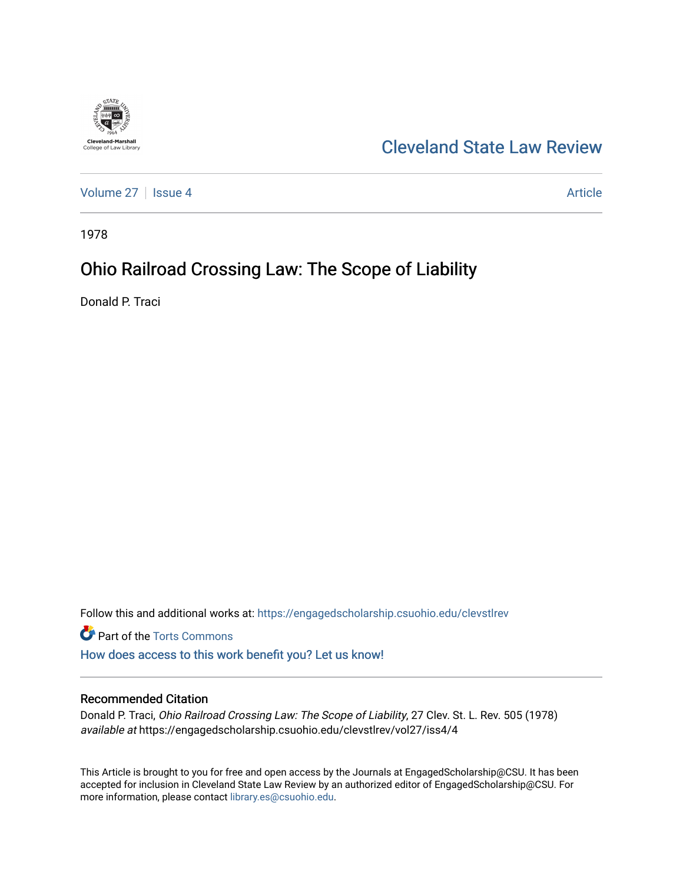Cleveland-Marshall College of Law Library

# Cleveland State Law Review

Volume 27 | Issue 4 — Article

1978

## Ohio Railroad Crossing Law: The Scope of Liability

Donald P. Traci

Follow this and additional works at: https://engagedscholarship.csuohio.edu/clevstlrev

Part of the Torts Commons

How does access to this work benefit you? Let us know!

### Recommended Citation

Donald P. Traci, *Ohio Railroad Crossing Law: The Scope of Liability*, 27 Clev. St. L. Rev. 505 (1978) *available at* https://engagedscholarship.csuohio.edu/clevstlrev/vol27/iss4/4

This Article is brought to you for free and open access by the Journals at EngagedScholarship@CSU. It has been accepted for inclusion in Cleveland State Law Review by an authorized editor of EngagedScholarship@CSU. For more information, please contact library.es@csuohio.edu.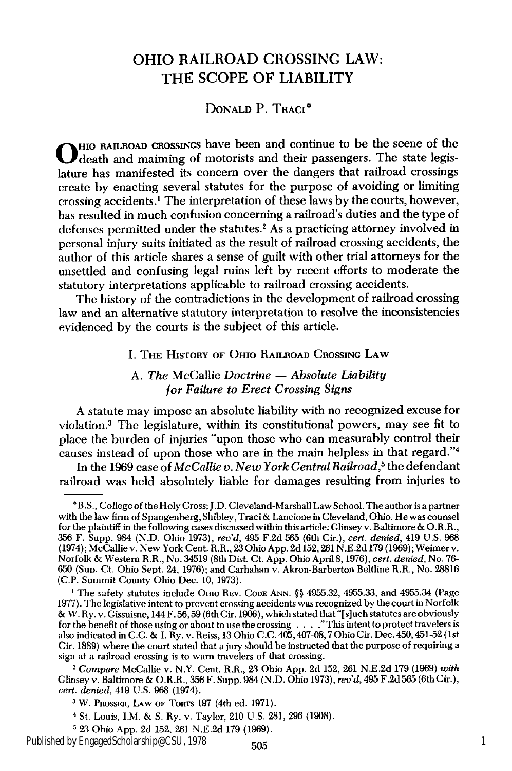# OHIO RAILROAD CROSSING LAW: THE SCOPE OF LIABILITY

DONALD P. TRACI*

OHIO RAILROAD CROSSINGS have been and continue to be the scene of the death and maiming of motorists and their passengers. The state legislature has manifested its concern over the dangers that railroad crossings create by enacting several statutes for the purpose of avoiding or limiting crossing accidents.[1] The interpretation of these laws by the courts, however, has resulted in much confusion concerning a railroad's duties and the type of defenses permitted under the statutes.[2] As a practicing attorney involved in personal injury suits initiated as the result of railroad crossing accidents, the author of this article shares a sense of guilt with other trial attorneys for the unsettled and confusing legal ruins left by recent efforts to moderate the statutory interpretations applicable to railroad crossing accidents.

The history of the contradictions in the development of railroad crossing law and an alternative statutory interpretation to resolve the inconsistencies evidenced by the courts is the subject of this article.

## I. THE HISTORY OF OHIO RAILROAD CROSSING LAW

### A. *The* McCallie *Doctrine — Absolute Liability for Failure to Erect Crossing Signs*

A statute may impose an absolute liability with no recognized excuse for violation.[3] The legislature, within its constitutional powers, may see fit to place the burden of injuries "upon those who can measurably control their causes instead of upon those who are in the main helpless in that regard."[4]

In the 1969 case of *McCallie v. New York Central Railroad*,[5] the defendant railroad was held absolutely liable for damages resulting from injuries to

---

* B.S., College of the Holy Cross; J.D. Cleveland-Marshall Law School. The author is a partner with the law firm of Spangenberg, Shibley, Traci & Lancione in Cleveland, Ohio. He was counsel for the plaintiff in the following cases discussed within this article: Glinsey v. Baltimore & O.R.R., 356 F. Supp. 984 (N.D. Ohio 1973), *rev'd*, 495 F.2d 565 (6th Cir.), *cert. denied*, 419 U.S. 968 (1974); McCallie v. New York Cent. R.R., 23 Ohio App. 2d 152, 261 N.E.2d 179 (1969); Weimer v. Norfolk & Western R.R., No. 34519 (8th Dist. Ct. App. Ohio April 8, 1976), *cert. denied*, No. 76-650 (Sup. Ct. Ohio Sept. 24, 1976); and Carhahan v. Akron-Barberton Beltline R.R., No. 28816 (C.P. Summit County Ohio Dec. 10, 1973).

[1] The safety statutes include OHIO REV. CODE ANN. §§ 4955.32, 4955.33, and 4955.34 (Page 1977). The legislative intent to prevent crossing accidents was recognized by the court in Norfolk & W. Ry. v. Gissuisne, 144 F. 56, 59 (6th Cir. 1906), which stated that "[s]uch statutes are obviously for the benefit of those using or about to use the crossing . . . ." This intent to protect travelers is also indicated in C.C. & I. Ry. v. Reiss, 13 Ohio C.C. 405, 407-08, 7 Ohio Cir. Dec. 450, 451-52 (1st Cir. 1889) where the court stated that a jury should be instructed that the purpose of requiring a sign at a railroad crossing is to warn travelers of that crossing.

[2] *Compare* McCallie v. N.Y. Cent. R.R., 23 Ohio App. 2d 152, 261 N.E.2d 179 (1969) *with* Glinsey v. Baltimore & O.R.R., 356 F. Supp. 984 (N.D. Ohio 1973), *rev'd*, 495 F.2d 565 (6th Cir.), *cert. denied*, 419 U.S. 968 (1974).

[3] W. PROSSER, LAW OF TORTS 197 (4th ed. 1971).

[4] St. Louis, I.M. & S. Ry. v. Taylor, 210 U.S. 281, 296 (1908).

[5] 23 Ohio App. 2d 152, 261 N.E.2d 179 (1969).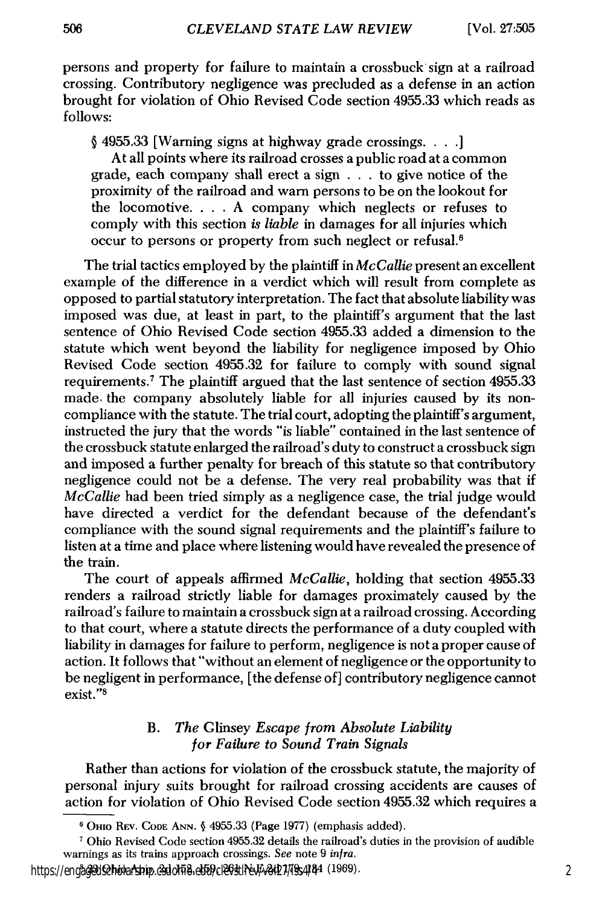persons and property for failure to maintain a crossbuck sign at a railroad crossing. Contributory negligence was precluded as a defense in an action brought for violation of Ohio Revised Code section 4955.33 which reads as follows:

> § 4955.33 [Warning signs at highway grade crossings. . . .]
>
> At all points where its railroad crosses a public road at a common grade, each company shall erect a sign . . . to give notice of the proximity of the railroad and warn persons to be on the lookout for the locomotive. . . . A company which neglects or refuses to comply with this section *is liable* in damages for all injuries which occur to persons or property from such neglect or refusal.[6]

The trial tactics employed by the plaintiff in *McCallie* present an excellent example of the difference in a verdict which will result from complete as opposed to partial statutory interpretation. The fact that absolute liability was imposed was due, at least in part, to the plaintiff's argument that the last sentence of Ohio Revised Code section 4955.33 added a dimension to the statute which went beyond the liability for negligence imposed by Ohio Revised Code section 4955.32 for failure to comply with sound signal requirements.[7] The plaintiff argued that the last sentence of section 4955.33 made the company absolutely liable for all injuries caused by its noncompliance with the statute. The trial court, adopting the plaintiff's argument, instructed the jury that the words "is liable" contained in the last sentence of the crossbuck statute enlarged the railroad's duty to construct a crossbuck sign and imposed a further penalty for breach of this statute so that contributory negligence could not be a defense. The very real probability was that if *McCallie* had been tried simply as a negligence case, the trial judge would have directed a verdict for the defendant because of the defendant's compliance with the sound signal requirements and the plaintiff's failure to listen at a time and place where listening would have revealed the presence of the train.

The court of appeals affirmed *McCallie*, holding that section 4955.33 renders a railroad strictly liable for damages proximately caused by the railroad's failure to maintain a crossbuck sign at a railroad crossing. According to that court, where a statute directs the performance of a duty coupled with liability in damages for failure to perform, negligence is not a proper cause of action. It follows that "without an element of negligence or the opportunity to be negligent in performance, [the defense of] contributory negligence cannot exist."[8]

### B. *The* Glinsey *Escape from Absolute Liability for Failure to Sound Train Signals*

Rather than actions for violation of the crossbuck statute, the majority of personal injury suits brought for railroad crossing accidents are causes of action for violation of Ohio Revised Code section 4955.32 which requires a

---

[6] OHIO REV. CODE ANN. § 4955.33 (Page 1977) (emphasis added).

[7] Ohio Revised Code section 4955.32 details the railroad's duties in the provision of audible warnings as its trains approach crossings. *See* note 9 *infra*.

[8] 20 Ohio App. 2d 152, 159, 252 N.E.2d 179, 184 (1969).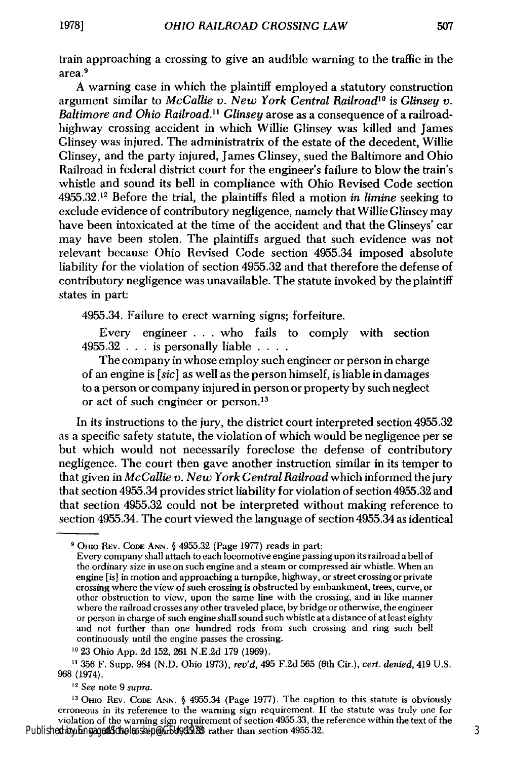train approaching a crossing to give an audible warning to the traffic in the area.[9]

A warning case in which the plaintiff employed a statutory construction argument similar to *McCallie v. New York Central Railroad*[10] is *Glinsey v. Baltimore and Ohio Railroad*.[11] *Glinsey* arose as a consequence of a railroad-highway crossing accident in which Willie Glinsey was killed and James Glinsey was injured. The administratrix of the estate of the decedent, Willie Glinsey, and the party injured, James Glinsey, sued the Baltimore and Ohio Railroad in federal district court for the engineer's failure to blow the train's whistle and sound its bell in compliance with Ohio Revised Code section 4955.32.[12] Before the trial, the plaintiffs filed a motion *in limine* seeking to exclude evidence of contributory negligence, namely that Willie Glinsey may have been intoxicated at the time of the accident and that the Glinseys' car may have been stolen. The plaintiffs argued that such evidence was not relevant because Ohio Revised Code section 4955.34 imposed absolute liability for the violation of section 4955.32 and that therefore the defense of contributory negligence was unavailable. The statute invoked by the plaintiff states in part:

> 4955.34. Failure to erect warning signs; forfeiture.
>
> Every engineer . . . who fails to comply with section 4955.32 . . . is personally liable . . . .
>
> The company in whose employ such engineer or person in charge of an engine is [*sic*] as well as the person himself, is liable in damages to a person or company injured in person or property by such neglect or act of such engineer or person.[13]

In its instructions to the jury, the district court interpreted section 4955.32 as a specific safety statute, the violation of which would be negligence per se but which would not necessarily foreclose the defense of contributory negligence. The court then gave another instruction similar in its temper to that given in *McCallie v. New York Central Railroad* which informed the jury that section 4955.34 provides strict liability for violation of section 4955.32 and that section 4955.32 could not be interpreted without making reference to section 4955.34. The court viewed the language of section 4955.34 as identical

---

[9] OHIO REV. CODE ANN. § 4955.32 (Page 1977) reads in part:
Every company shall attach to each locomotive engine passing upon its railroad a bell of the ordinary size in use on such engine and a steam or compressed air whistle. When an engine [is] in motion and approaching a turnpike, highway, or street crossing or private crossing where the view of such crossing is obstructed by embankment, trees, curve, or other obstruction to view, upon the same line with the crossing, and in like manner where the railroad crosses any other traveled place, by bridge or otherwise, the engineer or person in charge of such engine shall sound such whistle at a distance of at least eighty and not further than one hundred rods from such crossing and ring such bell continuously until the engine passes the crossing.

[10] 23 Ohio App. 2d 152, 261 N.E.2d 179 (1969).

[11] 356 F. Supp. 984 (N.D. Ohio 1973), *rev'd*, 495 F.2d 565 (6th Cir.), *cert. denied*, 419 U.S. 968 (1974).

[12] *See* note 9 *supra*.

[13] OHIO REV. CODE ANN. § 4955.34 (Page 1977). The caption to this statute is obviously erroneous in its reference to the warning sign requirement. If the statute was truly one for violation of the warning sign requirement of section 4955.33, the reference within the text of the statute would be to section 4955.33 rather than section 4955.32.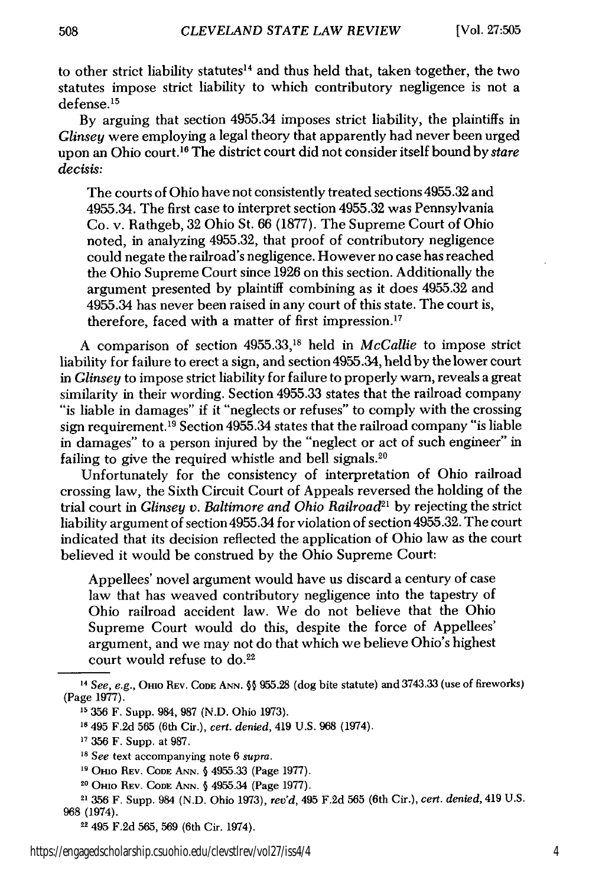to other strict liability statutes[14] and thus held that, taken together, the two statutes impose strict liability to which contributory negligence is not a defense.[15]

By arguing that section 4955.34 imposes strict liability, the plaintiffs in *Glinsey* were employing a legal theory that apparently had never been urged upon an Ohio court.[16] The district court did not consider itself bound by *stare decisis:*

> The courts of Ohio have not consistently treated sections 4955.32 and 4955.34. The first case to interpret section 4955.32 was Pennsylvania Co. v. Rathgeb, 32 Ohio St. 66 (1877). The Supreme Court of Ohio noted, in analyzing 4955.32, that proof of contributory negligence could negate the railroad's negligence. However no case has reached the Ohio Supreme Court since 1926 on this section. Additionally the argument presented by plaintiff combining as it does 4955.32 and 4955.34 has never been raised in any court of this state. The court is, therefore, faced with a matter of first impression.[17]

A comparison of section 4955.33,[18] held in *McCallie* to impose strict liability for failure to erect a sign, and section 4955.34, held by the lower court in *Glinsey* to impose strict liability for failure to properly warn, reveals a great similarity in their wording. Section 4955.33 states that the railroad company "is liable in damages" if it "neglects or refuses" to comply with the crossing sign requirement.[19] Section 4955.34 states that the railroad company "is liable in damages" to a person injured by the "neglect or act of such engineer" in failing to give the required whistle and bell signals.[20]

Unfortunately for the consistency of interpretation of Ohio railroad crossing law, the Sixth Circuit Court of Appeals reversed the holding of the trial court in *Glinsey v. Baltimore and Ohio Railroad*[21] by rejecting the strict liability argument of section 4955.34 for violation of section 4955.32. The court indicated that its decision reflected the application of Ohio law as the court believed it would be construed by the Ohio Supreme Court:

> Appellees' novel argument would have us discard a century of case law that has weaved contributory negligence into the tapestry of Ohio railroad accident law. We do not believe that the Ohio Supreme Court would do this, despite the force of Appellees' argument, and we may not do that which we believe Ohio's highest court would refuse to do.[22]

---

[14] *See, e.g.*, OHIO REV. CODE ANN. §§ 955.28 (dog bite statute) and 3743.33 (use of fireworks) (Page 1977).

[15] 356 F. Supp. 984, 987 (N.D. Ohio 1973).

[16] 495 F.2d 565 (6th Cir.), *cert. denied*, 419 U.S. 968 (1974).

[17] 356 F. Supp. at 987.

[18] *See* text accompanying note 6 *supra*.

[19] OHIO REV. CODE ANN. § 4955.33 (Page 1977).

[20] OHIO REV. CODE ANN. § 4955.34 (Page 1977).

[21] 356 F. Supp. 984 (N.D. Ohio 1973), *rev'd*, 495 F.2d 565 (6th Cir.), *cert. denied*, 419 U.S. 968 (1974).

[22] 495 F.2d 565, 569 (6th Cir. 1974).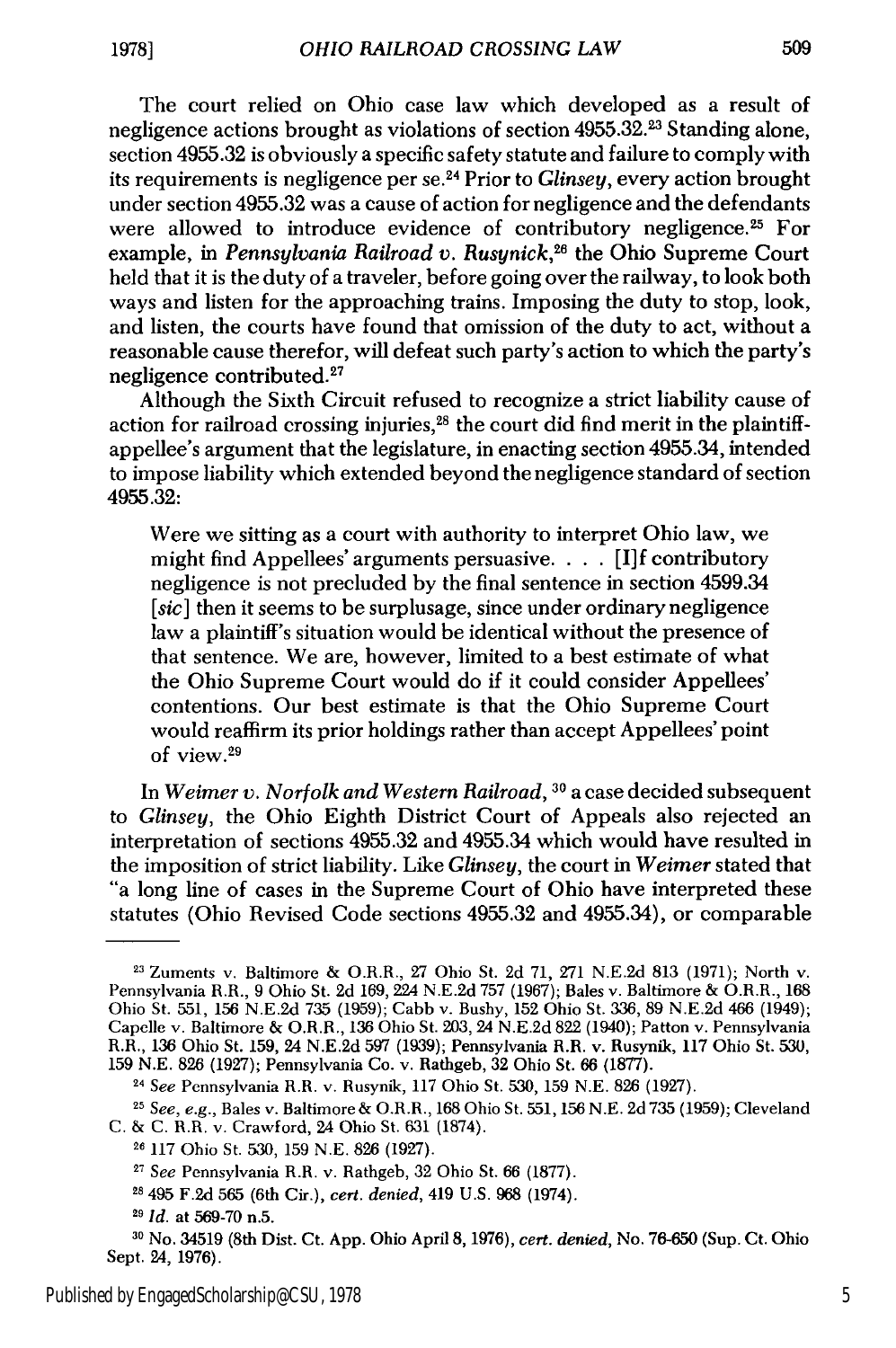The court relied on Ohio case law which developed as a result of negligence actions brought as violations of section 4955.32.[23] Standing alone, section 4955.32 is obviously a specific safety statute and failure to comply with its requirements is negligence per se.[24] Prior to *Glinsey*, every action brought under section 4955.32 was a cause of action for negligence and the defendants were allowed to introduce evidence of contributory negligence.[25] For example, in *Pennsylvania Railroad v. Rusynick*,[26] the Ohio Supreme Court held that it is the duty of a traveler, before going over the railway, to look both ways and listen for the approaching trains. Imposing the duty to stop, look, and listen, the courts have found that omission of the duty to act, without a reasonable cause therefor, will defeat such party's action to which the party's negligence contributed.[27]

Although the Sixth Circuit refused to recognize a strict liability cause of action for railroad crossing injuries,[28] the court did find merit in the plaintiff-appellee's argument that the legislature, in enacting section 4955.34, intended to impose liability which extended beyond the negligence standard of section 4955.32:

> Were we sitting as a court with authority to interpret Ohio law, we might find Appellees' arguments persuasive. . . . [I]f contributory negligence is not precluded by the final sentence in section 4599.34 [*sic*] then it seems to be surplusage, since under ordinary negligence law a plaintiff's situation would be identical without the presence of that sentence. We are, however, limited to a best estimate of what the Ohio Supreme Court would do if it could consider Appellees' contentions. Our best estimate is that the Ohio Supreme Court would reaffirm its prior holdings rather than accept Appellees' point of view.[29]

In *Weimer v. Norfolk and Western Railroad*,[30] a case decided subsequent to *Glinsey*, the Ohio Eighth District Court of Appeals also rejected an interpretation of sections 4955.32 and 4955.34 which would have resulted in the imposition of strict liability. Like *Glinsey*, the court in *Weimer* stated that "a long line of cases in the Supreme Court of Ohio have interpreted these statutes (Ohio Revised Code sections 4955.32 and 4955.34), or comparable

---

[23] Zuments v. Baltimore & O.R.R., 27 Ohio St. 2d 71, 271 N.E.2d 813 (1971); North v. Pennsylvania R.R., 9 Ohio St. 2d 169, 224 N.E.2d 757 (1967); Bales v. Baltimore & O.R.R., 168 Ohio St. 551, 156 N.E.2d 735 (1959); Cabb v. Bushy, 152 Ohio St. 336, 89 N.E.2d 466 (1949); Capelle v. Baltimore & O.R.R., 136 Ohio St. 203, 24 N.E.2d 822 (1940); Patton v. Pennsylvania R.R., 136 Ohio St. 159, 24 N.E.2d 597 (1939); Pennsylvania R.R. v. Rusynik, 117 Ohio St. 530, 159 N.E. 826 (1927); Pennsylvania Co. v. Rathgeb, 32 Ohio St. 66 (1877).

[24] *See* Pennsylvania R.R. v. Rusynik, 117 Ohio St. 530, 159 N.E. 826 (1927).

[25] *See, e.g.*, Bales v. Baltimore & O.R.R., 168 Ohio St. 551, 156 N.E. 2d 735 (1959); Cleveland C. & C. R.R. v. Crawford, 24 Ohio St. 631 (1874).

[26] 117 Ohio St. 530, 159 N.E. 826 (1927).

[27] *See* Pennsylvania R.R. v. Rathgeb, 32 Ohio St. 66 (1877).

[28] 495 F.2d 565 (6th Cir.), *cert. denied*, 419 U.S. 968 (1974).

[29] *Id.* at 569-70 n.5.

[30] No. 34519 (8th Dist. Ct. App. Ohio April 8, 1976), *cert. denied*, No. 76-650 (Sup. Ct. Ohio Sept. 24, 1976).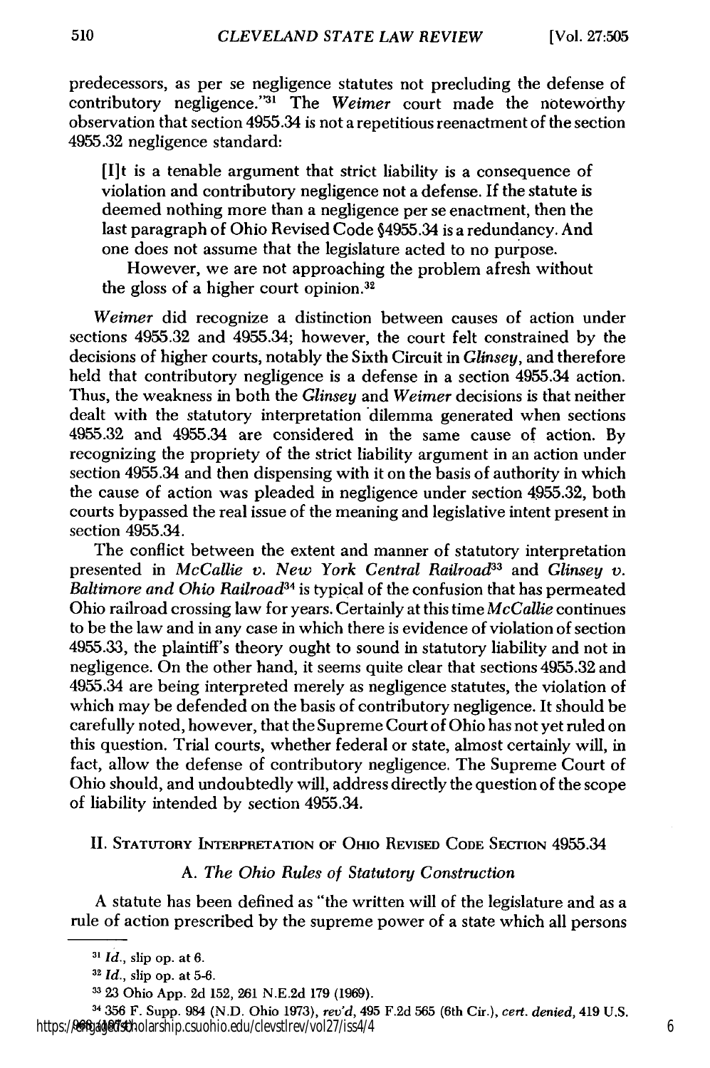predecessors, as per se negligence statutes not precluding the defense of contributory negligence."[31] The *Weimer* court made the noteworthy observation that section 4955.34 is not a repetitious reenactment of the section 4955.32 negligence standard:

> [I]t is a tenable argument that strict liability is a consequence of violation and contributory negligence not a defense. If the statute is deemed nothing more than a negligence per se enactment, then the last paragraph of Ohio Revised Code §4955.34 is a redundancy. And one does not assume that the legislature acted to no purpose.
>
> However, we are not approaching the problem afresh without the gloss of a higher court opinion.[32]

*Weimer* did recognize a distinction between causes of action under sections 4955.32 and 4955.34; however, the court felt constrained by the decisions of higher courts, notably the Sixth Circuit in *Glinsey*, and therefore held that contributory negligence is a defense in a section 4955.34 action. Thus, the weakness in both the *Glinsey* and *Weimer* decisions is that neither dealt with the statutory interpretation dilemma generated when sections 4955.32 and 4955.34 are considered in the same cause of action. By recognizing the propriety of the strict liability argument in an action under section 4955.34 and then dispensing with it on the basis of authority in which the cause of action was pleaded in negligence under section 4955.32, both courts bypassed the real issue of the meaning and legislative intent present in section 4955.34.

The conflict between the extent and manner of statutory interpretation presented in *McCallie v. New York Central Railroad*[33] and *Glinsey v. Baltimore and Ohio Railroad*[34] is typical of the confusion that has permeated Ohio railroad crossing law for years. Certainly at this time *McCallie* continues to be the law and in any case in which there is evidence of violation of section 4955.33, the plaintiff's theory ought to sound in statutory liability and not in negligence. On the other hand, it seems quite clear that sections 4955.32 and 4955.34 are being interpreted merely as negligence statutes, the violation of which may be defended on the basis of contributory negligence. It should be carefully noted, however, that the Supreme Court of Ohio has not yet ruled on this question. Trial courts, whether federal or state, almost certainly will, in fact, allow the defense of contributory negligence. The Supreme Court of Ohio should, and undoubtedly will, address directly the question of the scope of liability intended by section 4955.34.

## II. Statutory Interpretation of Ohio Revised Code Section 4955.34

### A. *The Ohio Rules of Statutory Construction*

A statute has been defined as "the written will of the legislature and as a rule of action prescribed by the supreme power of a state which all persons

---

[31] *Id.*, slip op. at 6.

[32] *Id.*, slip op. at 5-6.

[33] 23 Ohio App. 2d 152, 261 N.E.2d 179 (1969).

[34] 356 F. Supp. 984 (N.D. Ohio 1973), *rev'd*, 495 F.2d 565 (6th Cir.), *cert. denied*, 419 U.S. 968 (1974).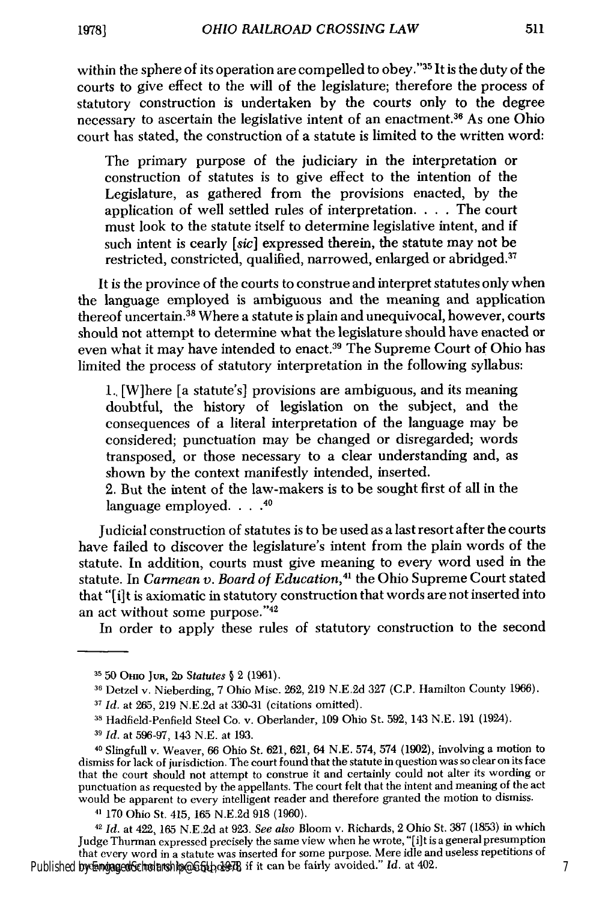within the sphere of its operation are compelled to obey."[35] It is the duty of the courts to give effect to the will of the legislature; therefore the process of statutory construction is undertaken by the courts only to the degree necessary to ascertain the legislative intent of an enactment.[36] As one Ohio court has stated, the construction of a statute is limited to the written word:

> The primary purpose of the judiciary in the interpretation or construction of statutes is to give effect to the intention of the Legislature, as gathered from the provisions enacted, by the application of well settled rules of interpretation. . . . The court must look to the statute itself to determine legislative intent, and if such intent is cearly [*sic*] expressed therein, the statute may not be restricted, constricted, qualified, narrowed, enlarged or abridged.[37]

It is the province of the courts to construe and interpret statutes only when the language employed is ambiguous and the meaning and application thereof uncertain.[38] Where a statute is plain and unequivocal, however, courts should not attempt to determine what the legislature should have enacted or even what it may have intended to enact.[39] The Supreme Court of Ohio has limited the process of statutory interpretation in the following syllabus:

> 1. [W]here [a statute's] provisions are ambiguous, and its meaning doubtful, the history of legislation on the subject, and the consequences of a literal interpretation of the language may be considered; punctuation may be changed or disregarded; words transposed, or those necessary to a clear understanding and, as shown by the context manifestly intended, inserted.
> 2. But the intent of the law-makers is to be sought first of all in the language employed. . . .[40]

Judicial construction of statutes is to be used as a last resort after the courts have failed to discover the legislature's intent from the plain words of the statute. In addition, courts must give meaning to every word used in the statute. In *Carmean v. Board of Education*,[41] the Ohio Supreme Court stated that "[i]t is axiomatic in statutory construction that words are not inserted into an act without some purpose."[42]

In order to apply these rules of statutory construction to the second

---

[35] 50 OHIO JUR, 2D *Statutes* § 2 (1961).

[36] Detzel v. Nieberding, 7 Ohio Misc. 262, 219 N.E.2d 327 (C.P. Hamilton County 1966).

[37] *Id.* at 265, 219 N.E.2d at 330-31 (citations omitted).

[38] Hadfield-Penfield Steel Co. v. Oberlander, 109 Ohio St. 592, 143 N.E. 191 (1924).

[39] *Id.* at 596-97, 143 N.E. at 193.

[40] Slingfull v. Weaver, 66 Ohio St. 621, 621, 64 N.E. 574, 574 (1902), involving a motion to dismiss for lack of jurisdiction. The court found that the statute in question was so clear on its face that the court should not attempt to construe it and certainly could not alter its wording or punctuation as requested by the appellants. The court felt that the intent and meaning of the act would be apparent to every intelligent reader and therefore granted the motion to dismiss.

[41] 170 Ohio St. 415, 165 N.E.2d 918 (1960).

[42] *Id.* at 422, 165 N.E.2d at 923. *See also* Bloom v. Richards, 2 Ohio St. 387 (1853) in which Judge Thurman expressed precisely the same view when he wrote, "[i]t is a general presumption that every word in a statute was inserted for some purpose. Mere idle and useless repetitions of . . . if it can be fairly avoided." *Id.* at 402.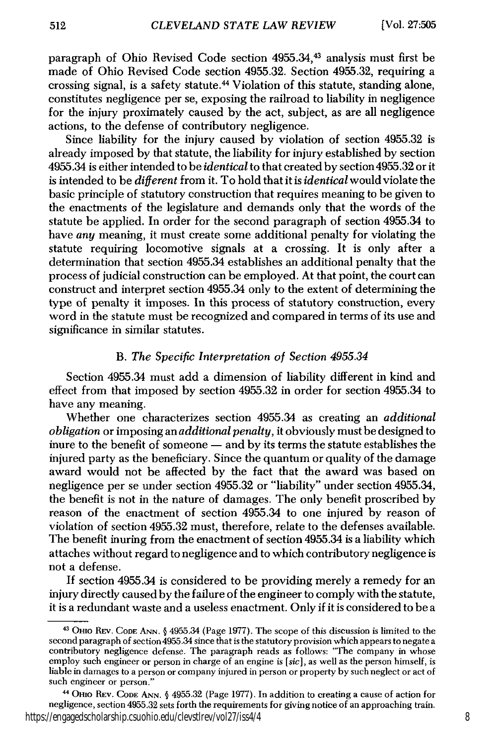paragraph of Ohio Revised Code section 4955.34,[43] analysis must first be made of Ohio Revised Code section 4955.32. Section 4955.32, requiring a crossing signal, is a safety statute.[44] Violation of this statute, standing alone, constitutes negligence per se, exposing the railroad to liability in negligence for the injury proximately caused by the act, subject, as are all negligence actions, to the defense of contributory negligence.

Since liability for the injury caused by violation of section 4955.32 is already imposed by that statute, the liability for injury established by section 4955.34 is either intended to be *identical* to that created by section 4955.32 or it is intended to be *different* from it. To hold that it is *identical* would violate the basic principle of statutory construction that requires meaning to be given to the enactments of the legislature and demands only that the words of the statute be applied. In order for the second paragraph of section 4955.34 to have *any* meaning, it must create some additional penalty for violating the statute requiring locomotive signals at a crossing. It is only after a determination that section 4955.34 establishes an additional penalty that the process of judicial construction can be employed. At that point, the court can construct and interpret section 4955.34 only to the extent of determining the type of penalty it imposes. In this process of statutory construction, every word in the statute must be recognized and compared in terms of its use and significance in similar statutes.

### B. *The Specific Interpretation of Section 4955.34*

Section 4955.34 must add a dimension of liability different in kind and effect from that imposed by section 4955.32 in order for section 4955.34 to have any meaning.

Whether one characterizes section 4955.34 as creating an *additional obligation* or imposing an *additional penalty*, it obviously must be designed to inure to the benefit of someone — and by its terms the statute establishes the injured party as the beneficiary. Since the quantum or quality of the damage award would not be affected by the fact that the award was based on negligence per se under section 4955.32 or "liability" under section 4955.34, the benefit is not in the nature of damages. The only benefit proscribed by reason of the enactment of section 4955.34 to one injured by reason of violation of section 4955.32 must, therefore, relate to the defenses available. The benefit inuring from the enactment of section 4955.34 is a liability which attaches without regard to negligence and to which contributory negligence is not a defense.

If section 4955.34 is considered to be providing merely a remedy for an injury directly caused by the failure of the engineer to comply with the statute, it is a redundant waste and a useless enactment. Only if it is considered to be a

---

[43] OHIO REV. CODE ANN. § 4955.34 (Page 1977). The scope of this discussion is limited to the second paragraph of section 4955.34 since that is the statutory provision which appears to negate a contributory negligence defense. The paragraph reads as follows: "The company in whose employ such engineer or person in charge of an engine is [*sic*], as well as the person himself, is liable in damages to a person or company injured in person or property by such neglect or act of such engineer or person."

[44] OHIO REV. CODE ANN. § 4955.32 (Page 1977). In addition to creating a cause of action for negligence, section 4955.32 sets forth the requirements for giving notice of an approaching train.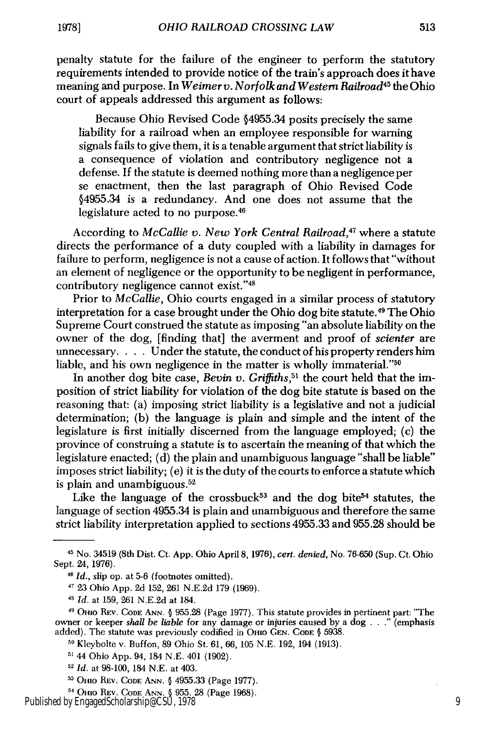penalty statute for the failure of the engineer to perform the statutory requirements intended to provide notice of the train's approach does it have meaning and purpose. In *Weimer v. Norfolk and Western Railroad*[45] the Ohio court of appeals addressed this argument as follows:

> Because Ohio Revised Code §4955.34 posits precisely the same liability for a railroad when an employee responsible for warning signals fails to give them, it is a tenable argument that strict liability is a consequence of violation and contributory negligence not a defense. If the statute is deemed nothing more than a negligence per se enactment, then the last paragraph of Ohio Revised Code §4955.34 is a redundancy. And one does not assume that the legislature acted to no purpose.[46]

According to *McCallie v. New York Central Railroad*,[47] where a statute directs the performance of a duty coupled with a liability in damages for failure to perform, negligence is not a cause of action. It follows that "without an element of negligence or the opportunity to be negligent in performance, contributory negligence cannot exist."[48]

Prior to *McCallie*, Ohio courts engaged in a similar process of statutory interpretation for a case brought under the Ohio dog bite statute.[49] The Ohio Supreme Court construed the statute as imposing "an absolute liability on the owner of the dog, [finding that] the averment and proof of *scienter* are unnecessary. . . . Under the statute, the conduct of his property renders him liable, and his own negligence in the matter is wholly immaterial."[50]

In another dog bite case, *Bevin v. Griffiths*,[51] the court held that the imposition of strict liability for violation of the dog bite statute is based on the reasoning that: (a) imposing strict liability is a legislative and not a judicial determination; (b) the language is plain and simple and the intent of the legislature is first initially discerned from the language employed; (c) the province of construing a statute is to ascertain the meaning of that which the legislature enacted; (d) the plain and unambiguous language "shall be liable" imposes strict liability; (e) it is the duty of the courts to enforce a statute which is plain and unambiguous.[52]

Like the language of the crossbuck[53] and the dog bite[54] statutes, the language of section 4955.34 is plain and unambiguous and therefore the same strict liability interpretation applied to sections 4955.33 and 955.28 should be

---

[45] No. 34519 (8th Dist. Ct. App. Ohio April 8, 1976), *cert. denied*, No. 76-650 (Sup. Ct. Ohio Sept. 24, 1976).

[46] *Id.*, slip op. at 5-6 (footnotes omitted).

[47] 23 Ohio App. 2d 152, 261 N.E.2d 179 (1969).

[48] *Id.* at 159, 261 N.E.2d at 184.

[49] OHIO REV. CODE ANN. § 955.28 (Page 1977). This statute provides in pertinent part: "The owner or keeper *shall be liable* for any damage or injuries caused by a dog . . ." (emphasis added). The statute was previously codified in OHIO GEN. CODE § 5938.

[50] Kleybolte v. Buffon, 89 Ohio St. 61, 66, 105 N.E. 192, 194 (1913).

[51] 44 Ohio App. 94, 184 N.E. 401 (1902).

[52] *Id.* at 98-100, 184 N.E. at 403.

[53] OHIO REV. CODE ANN. § 4955.33 (Page 1977).

[54] OHIO REV. CODE ANN. § 955. 28 (Page 1968).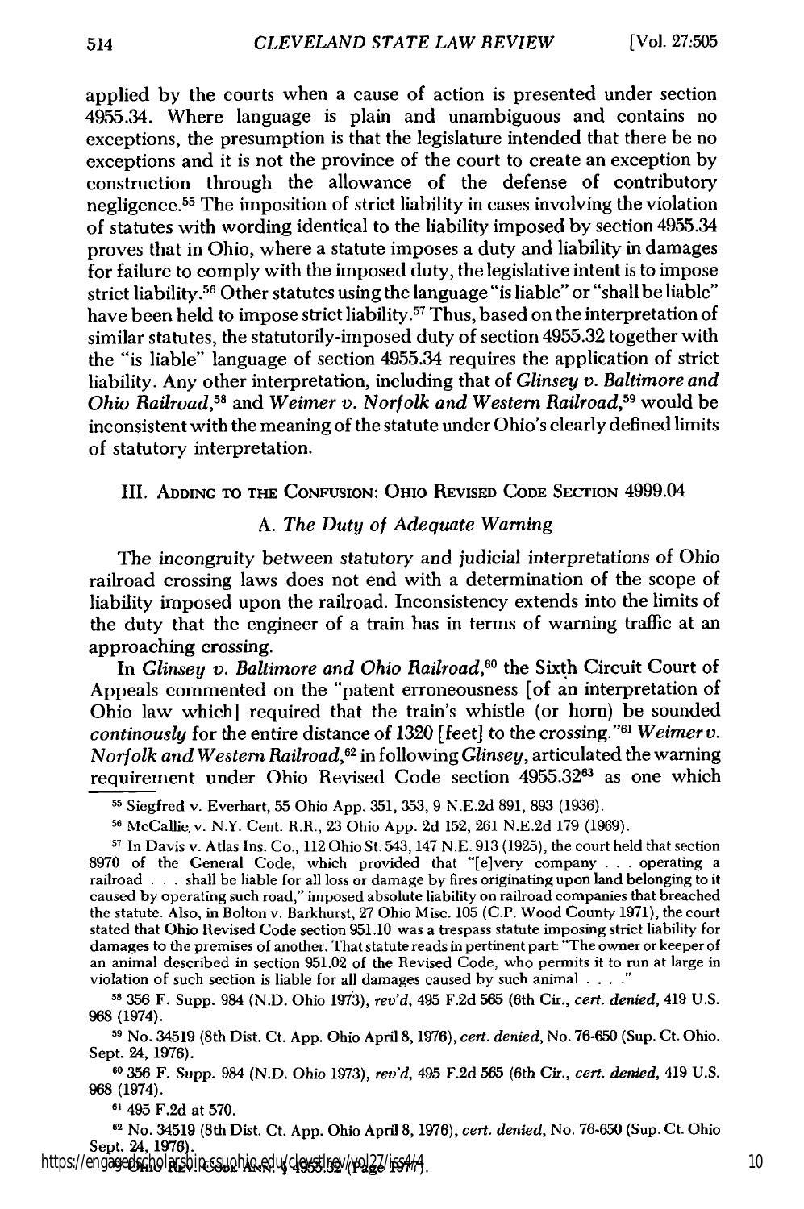applied by the courts when a cause of action is presented under section 4955.34. Where language is plain and unambiguous and contains no exceptions, the presumption is that the legislature intended that there be no exceptions and it is not the province of the court to create an exception by construction through the allowance of the defense of contributory negligence.[55] The imposition of strict liability in cases involving the violation of statutes with wording identical to the liability imposed by section 4955.34 proves that in Ohio, where a statute imposes a duty and liability in damages for failure to comply with the imposed duty, the legislative intent is to impose strict liability.[56] Other statutes using the language "is liable" or "shall be liable" have been held to impose strict liability.[57] Thus, based on the interpretation of similar statutes, the statutorily-imposed duty of section 4955.32 together with the "is liable" language of section 4955.34 requires the application of strict liability. Any other interpretation, including that of *Glinsey v. Baltimore and Ohio Railroad*,[58] and *Weimer v. Norfolk and Western Railroad*,[59] would be inconsistent with the meaning of the statute under Ohio's clearly defined limits of statutory interpretation.

## III. Adding to the Confusion: Ohio Revised Code Section 4999.04

### A. *The Duty of Adequate Warning*

The incongruity between statutory and judicial interpretations of Ohio railroad crossing laws does not end with a determination of the scope of liability imposed upon the railroad. Inconsistency extends into the limits of the duty that the engineer of a train has in terms of warning traffic at an approaching crossing.

In *Glinsey v. Baltimore and Ohio Railroad*,[60] the Sixth Circuit Court of Appeals commented on the "patent erroneousness [of an interpretation of Ohio law which] required that the train's whistle (or horn) be sounded *continously* for the entire distance of 1320 [feet] to the crossing."[61] *Weimer v. Norfolk and Western Railroad*,[62] in following *Glinsey*, articulated the warning requirement under Ohio Revised Code section 4955.32[63] as one which

---

[55] Siegfred v. Everhart, 55 Ohio App. 351, 353, 9 N.E.2d 891, 893 (1936).

[56] McCallie v. N.Y. Cent. R.R., 23 Ohio App. 2d 152, 261 N.E.2d 179 (1969).

[57] In Davis v. Atlas Ins. Co., 112 Ohio St. 543, 147 N.E. 913 (1925), the court held that section 8970 of the General Code, which provided that "[e]very company . . . operating a railroad . . . shall be liable for all loss or damage by fires originating upon land belonging to it caused by operating such road," imposed absolute liability on railroad companies that breached the statute. Also, in Bolton v. Barkhurst, 27 Ohio Misc. 105 (C.P. Wood County 1971), the court stated that Ohio Revised Code section 951.10 was a trespass statute imposing strict liability for damages to the premises of another. That statute reads in pertinent part: "The owner or keeper of an animal described in section 951.02 of the Revised Code, who permits it to run at large in violation of such section is liable for all damages caused by such animal . . . ."

[58] 356 F. Supp. 984 (N.D. Ohio 1973), *rev'd*, 495 F.2d 565 (6th Cir., *cert. denied*, 419 U.S. 968 (1974).

[59] No. 34519 (8th Dist. Ct. App. Ohio April 8, 1976), *cert. denied*, No. 76-650 (Sup. Ct. Ohio Sept. 24, 1976).

[60] 356 F. Supp. 984 (N.D. Ohio 1973), *rev'd*, 495 F.2d 565 (6th Cir., *cert. denied*, 419 U.S. 968 (1974).

[61] 495 F.2d at 570.

[62] No. 34519 (8th Dist. Ct. App. Ohio April 8, 1976), *cert. denied*, No. 76-650 (Sup. Ct. Ohio Sept. 24, 1976).

[63] Ohio Rev. Code Ann. § 4955.32 (Page 1977).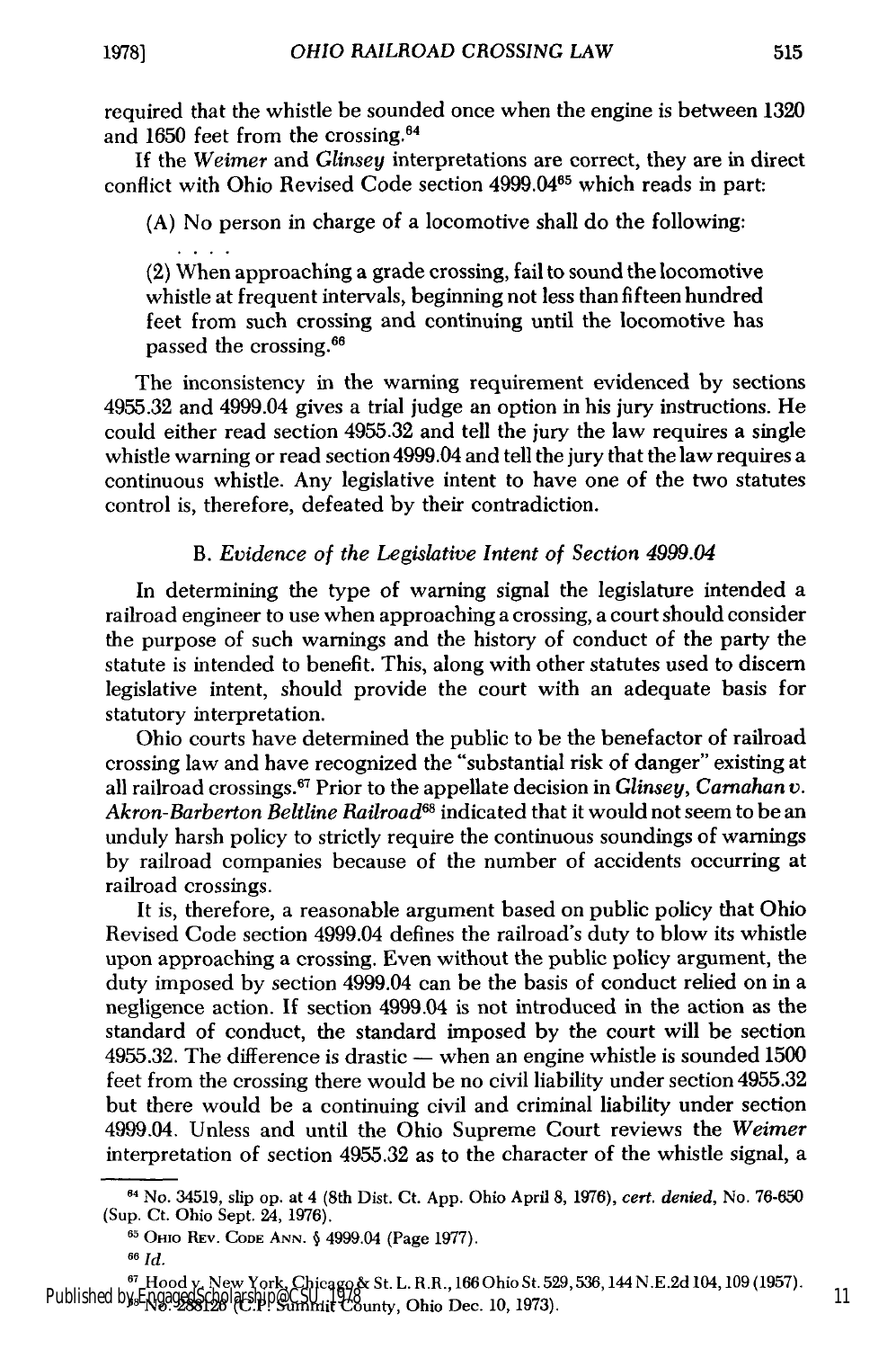required that the whistle be sounded once when the engine is between 1320 and 1650 feet from the crossing.[64]

If the *Weimer* and *Glinsey* interpretations are correct, they are in direct conflict with Ohio Revised Code section 4999.04[65] which reads in part:

> (A) No person in charge of a locomotive shall do the following:
>
> . . . .
>
> (2) When approaching a grade crossing, fail to sound the locomotive whistle at frequent intervals, beginning not less than fifteen hundred feet from such crossing and continuing until the locomotive has passed the crossing.[66]

The inconsistency in the warning requirement evidenced by sections 4955.32 and 4999.04 gives a trial judge an option in his jury instructions. He could either read section 4955.32 and tell the jury the law requires a single whistle warning or read section 4999.04 and tell the jury that the law requires a continuous whistle. Any legislative intent to have one of the two statutes control is, therefore, defeated by their contradiction.

### B. *Evidence of the Legislative Intent of Section 4999.04*

In determining the type of warning signal the legislature intended a railroad engineer to use when approaching a crossing, a court should consider the purpose of such warnings and the history of conduct of the party the statute is intended to benefit. This, along with other statutes used to discern legislative intent, should provide the court with an adequate basis for statutory interpretation.

Ohio courts have determined the public to be the benefactor of railroad crossing law and have recognized the "substantial risk of danger" existing at all railroad crossings.[67] Prior to the appellate decision in *Glinsey*, *Carnahan v. Akron-Barberton Beltline Railroad*[68] indicated that it would not seem to be an unduly harsh policy to strictly require the continuous soundings of warnings by railroad companies because of the number of accidents occurring at railroad crossings.

It is, therefore, a reasonable argument based on public policy that Ohio Revised Code section 4999.04 defines the railroad's duty to blow its whistle upon approaching a crossing. Even without the public policy argument, the duty imposed by section 4999.04 can be the basis of conduct relied on in a negligence action. If section 4999.04 is not introduced in the action as the standard of conduct, the standard imposed by the court will be section 4955.32. The difference is drastic — when an engine whistle is sounded 1500 feet from the crossing there would be no civil liability under section 4955.32 but there would be a continuing civil and criminal liability under section 4999.04. Unless and until the Ohio Supreme Court reviews the *Weimer* interpretation of section 4955.32 as to the character of the whistle signal, a

---

[64] No. 34519, slip op. at 4 (8th Dist. Ct. App. Ohio April 8, 1976), *cert. denied*, No. 76-650 (Sup. Ct. Ohio Sept. 24, 1976).

[65] OHIO REV. CODE ANN. § 4999.04 (Page 1977).

[66] *Id.*

[67] Hood v. New York, Chicago & St. L. R.R., 166 Ohio St. 529, 536, 144 N.E.2d 104, 109 (1957).

[68] No. 288128 (C.P. Summit County, Ohio Dec. 10, 1973).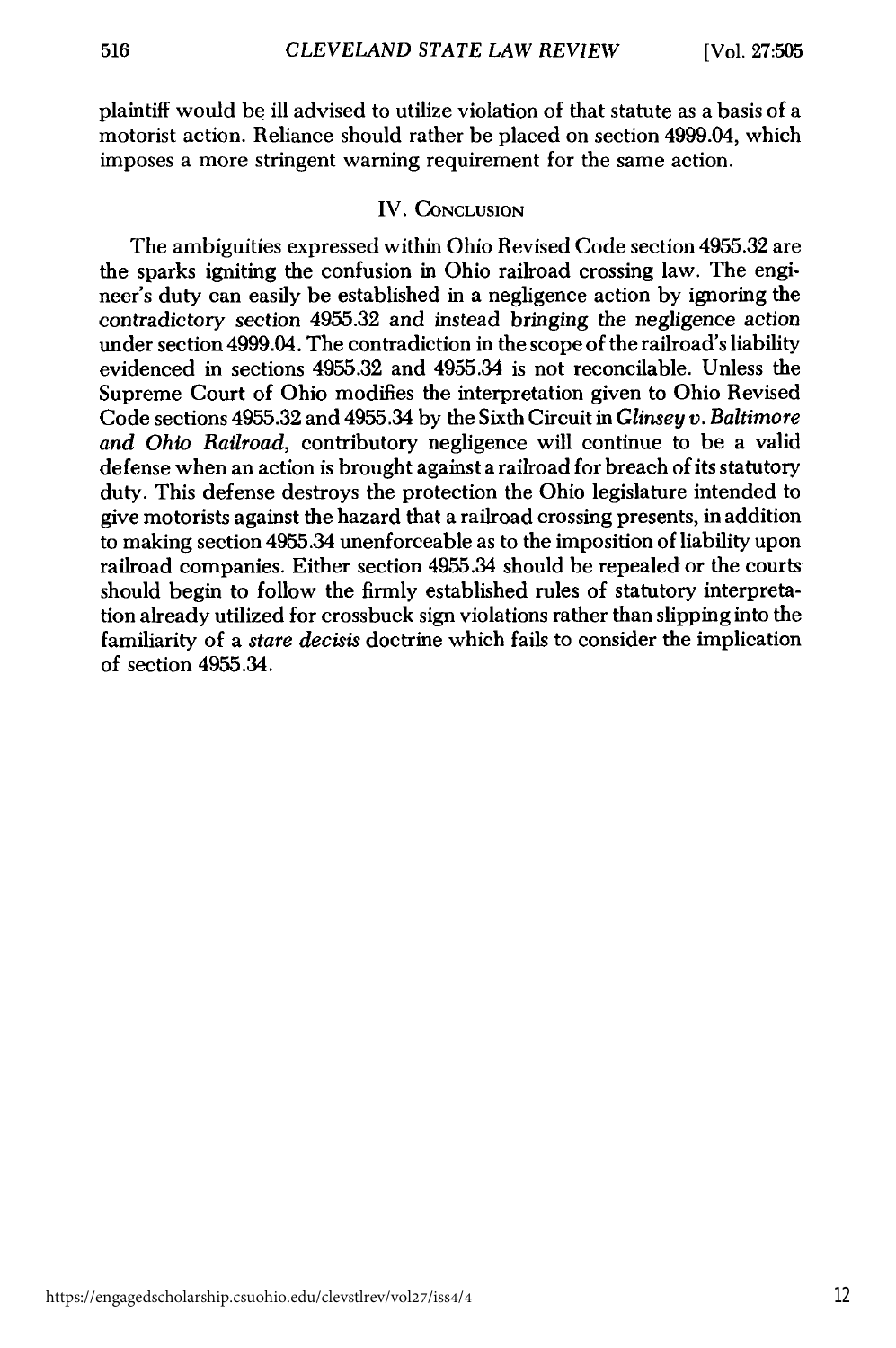plaintiff would be ill advised to utilize violation of that statute as a basis of a motorist action. Reliance should rather be placed on section 4999.04, which imposes a more stringent warning requirement for the same action.

## IV. Conclusion

The ambiguities expressed within Ohio Revised Code section 4955.32 are the sparks igniting the confusion in Ohio railroad crossing law. The engineer's duty can easily be established in a negligence action by ignoring the contradictory section 4955.32 and instead bringing the negligence action under section 4999.04. The contradiction in the scope of the railroad's liability evidenced in sections 4955.32 and 4955.34 is not reconcilable. Unless the Supreme Court of Ohio modifies the interpretation given to Ohio Revised Code sections 4955.32 and 4955.34 by the Sixth Circuit in *Glinsey v. Baltimore and Ohio Railroad*, contributory negligence will continue to be a valid defense when an action is brought against a railroad for breach of its statutory duty. This defense destroys the protection the Ohio legislature intended to give motorists against the hazard that a railroad crossing presents, in addition to making section 4955.34 unenforceable as to the imposition of liability upon railroad companies. Either section 4955.34 should be repealed or the courts should begin to follow the firmly established rules of statutory interpretation already utilized for crossbuck sign violations rather than slipping into the familiarity of a *stare decisis* doctrine which fails to consider the implication of section 4955.34.